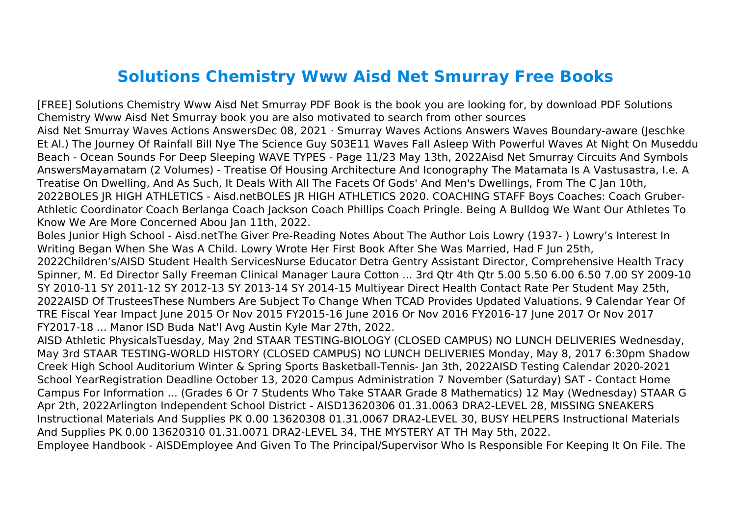# Solutions Chemistry Www Aisd Net Smurray Free Books

[FREE] Solutions Chemistry Www Aisd Net Smurray PDF Book is the book you are looking for, by download PDF Solutions Chemistry Www Aisd Net Smurray book you are also motivated to search from other sources

Aisd Net Smurray Waves Actions AnswersDec 08, 2021 · Smurray Waves Actions Answers Waves Boundary-aware (Jeschke Et Al.) The Journey Of Rainfall Bill Nye The Science Guy S03E11 Waves Fall Asleep With Powerful Waves At Night On Museddu Beach - Ocean Sounds For Deep Sleeping WAVE TYPES - Page 11/23 May 13th, 2022Aisd Net Smurray Circuits And Symbols AnswersMayamatam (2 Volumes) - Treatise Of Housing Architecture And Iconography The Matamata Is A Vastusastra, I.e. A Treatise On Dwelling, And As Such, It Deals With All The Facets Of Gods' And Men's Dwellings, From The C Jan 10th, 2022BOLES JR HIGH ATHLETICS - Aisd.netBOLES JR HIGH ATHLETICS 2020. COACHING STAFF Boys Coaches: Coach Gruber-Athletic Coordinator Coach Berlanga Coach Jackson Coach Phillips Coach Pringle. Being A Bulldog We Want Our Athletes To Know We Are More Concerned Abou Jan 11th, 2022.

Boles Junior High School - Aisd.netThe Giver Pre-Reading Notes About The Author Lois Lowry (1937- ) Lowry's Interest In Writing Began When She Was A Child. Lowry Wrote Her First Book After She Was Married, Had F Jun 25th, 2022Children's/AISD Student Health ServicesNurse Educator Detra Gentry Assistant Director, Comprehensive Health Tracy Spinner, M. Ed Director Sally Freeman Clinical Manager Laura Cotton ... 3rd Qtr 4th Qtr 5.00 5.50 6.00 6.50 7.00 SY 2009-10 SY 2010-11 SY 2011-12 SY 2012-13 SY 2013-14 SY 2014-15 Multiyear Direct Health Contact Rate Per Student May 25th, 2022AISD Of TrusteesThese Numbers Are Subject To Change When TCAD Provides Updated Valuations. 9 Calendar Year Of TRE Fiscal Year Impact June 2015 Or Nov 2015 FY2015-16 June 2016 Or Nov 2016 FY2016-17 June 2017 Or Nov 2017 FY2017-18 ... Manor ISD Buda Nat'l Avg Austin Kyle Mar 27th, 2022.

AISD Athletic PhysicalsTuesday, May 2nd STAAR TESTING-BIOLOGY (CLOSED CAMPUS) NO LUNCH DELIVERIES Wednesday, May 3rd STAAR TESTING-WORLD HISTORY (CLOSED CAMPUS) NO LUNCH DELIVERIES Monday, May 8, 2017 6:30pm Shadow Creek High School Auditorium Winter & Spring Sports Basketball-Tennis- Jan 3th, 2022AISD Testing Calendar 2020-2021 School YearRegistration Deadline October 13, 2020 Campus Administration 7 November (Saturday) SAT - Contact Home Campus For Information ... (Grades 6 Or 7 Students Who Take STAAR Grade 8 Mathematics) 12 May (Wednesday) STAAR G Apr 2th, 2022Arlington Independent School District - AISD13620306 01.31.0063 DRA2-LEVEL 28, MISSING SNEAKERS Instructional Materials And Supplies PK 0.00 13620308 01.31.0067 DRA2-LEVEL 30, BUSY HELPERS Instructional Materials And Supplies PK 0.00 13620310 01.31.0071 DRA2-LEVEL 34, THE MYSTERY AT TH May 5th, 2022.

Employee Handbook - AISDEmployee And Given To The Principal/Supervisor Who Is Responsible For Keeping It On File. The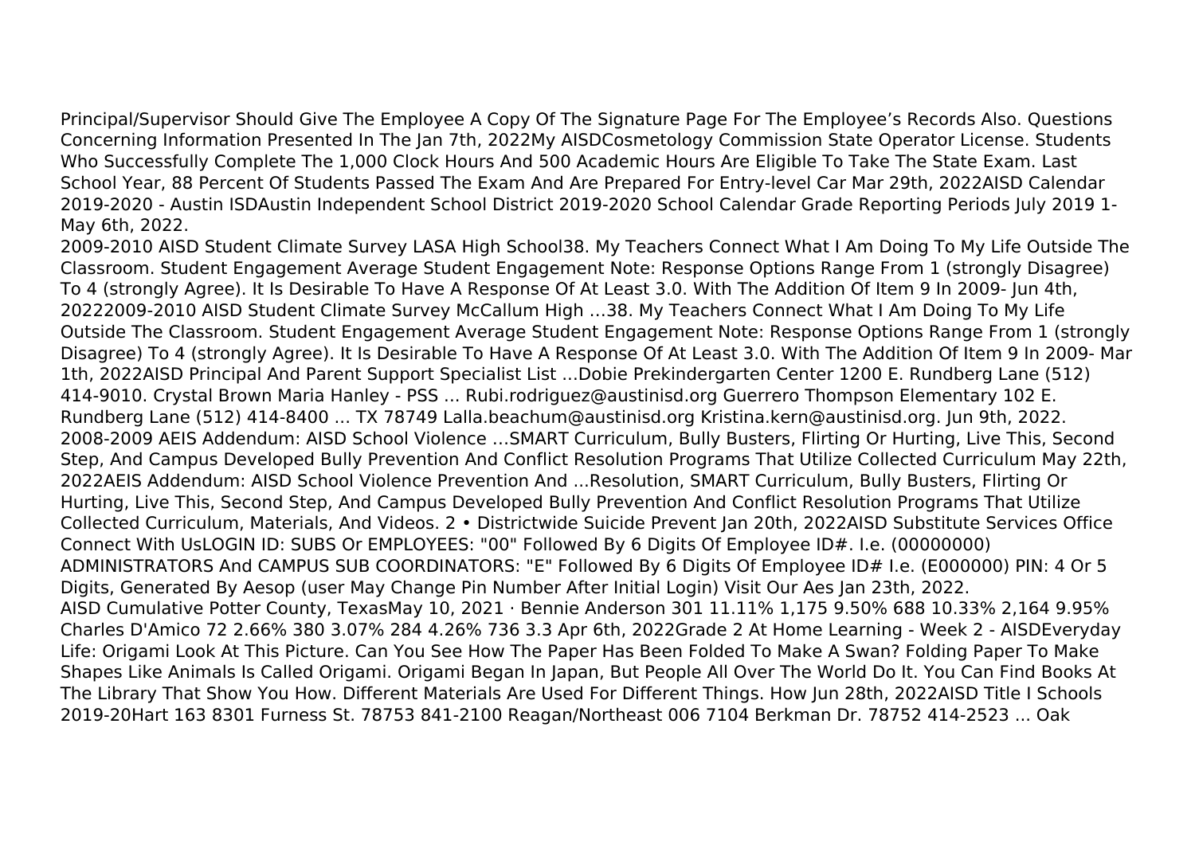Principal/Supervisor Should Give The Employee A Copy Of The Signature Page For The Employee's Records Also. Questions Concerning Information Presented In The Jan 7th, 2022My AISDCosmetology Commission State Operator License. Students Who Successfully Complete The 1,000 Clock Hours And 500 Academic Hours Are Eligible To Take The State Exam. Last School Year, 88 Percent Of Students Passed The Exam And Are Prepared For Entry-level Car Mar 29th, 2022AISD Calendar 2019-2020 - Austin ISDAustin Independent School District 2019-2020 School Calendar Grade Reporting Periods July 2019 1- May 6th, 2022.

2009-2010 AISD Student Climate Survey LASA High School38. My Teachers Connect What I Am Doing To My Life Outside The Classroom. Student Engagement Average Student Engagement Note: Response Options Range From 1 (strongly Disagree) To 4 (strongly Agree). It Is Desirable To Have A Response Of At Least 3.0. With The Addition Of Item 9 In 2009- Jun 4th, 20222009-2010 AISD Student Climate Survey McCallum High …38. My Teachers Connect What I Am Doing To My Life Outside The Classroom. Student Engagement Average Student Engagement Note: Response Options Range From 1 (strongly Disagree) To 4 (strongly Agree). It Is Desirable To Have A Response Of At Least 3.0. With The Addition Of Item 9 In 2009- Mar 1th, 2022AISD Principal And Parent Support Specialist List ...Dobie Prekindergarten Center 1200 E. Rundberg Lane (512) 414-9010. Crystal Brown Maria Hanley - PSS ... Rubi.rodriguez@austinisd.org Guerrero Thompson Elementary 102 E. Rundberg Lane (512) 414-8400 ... TX 78749 Lalla.beachum@austinisd.org Kristina.kern@austinisd.org. Jun 9th, 2022.

2008-2009 AEIS Addendum: AISD School Violence …SMART Curriculum, Bully Busters, Flirting Or Hurting, Live This, Second Step, And Campus Developed Bully Prevention And Conflict Resolution Programs That Utilize Collected Curriculum May 22th, 2022AEIS Addendum: AISD School Violence Prevention And ...Resolution, SMART Curriculum, Bully Busters, Flirting Or Hurting, Live This, Second Step, And Campus Developed Bully Prevention And Conflict Resolution Programs That Utilize Collected Curriculum, Materials, And Videos. 2 • Districtwide Suicide Prevent Jan 20th, 2022AISD Substitute Services Office Connect With UsLOGIN ID: SUBS Or EMPLOYEES: "00" Followed By 6 Digits Of Employee ID#. I.e. (00000000) ADMINISTRATORS And CAMPUS SUB COORDINATORS: "E" Followed By 6 Digits Of Employee ID# I.e. (E000000) PIN: 4 Or 5 Digits, Generated By Aesop (user May Change Pin Number After Initial Login) Visit Our Aes Jan 23th, 2022.

AISD Cumulative Potter County, TexasMay 10, 2021 · Bennie Anderson 301 11.11% 1,175 9.50% 688 10.33% 2,164 9.95% Charles D'Amico 72 2.66% 380 3.07% 284 4.26% 736 3.3 Apr 6th, 2022Grade 2 At Home Learning - Week 2 - AISDEveryday Life: Origami Look At This Picture. Can You See How The Paper Has Been Folded To Make A Swan? Folding Paper To Make Shapes Like Animals Is Called Origami. Origami Began In Japan, But People All Over The World Do It. You Can Find Books At The Library That Show You How. Different Materials Are Used For Different Things. How Jun 28th, 2022AISD Title I Schools 2019-20Hart 163 8301 Furness St. 78753 841-2100 Reagan/Northeast 006 7104 Berkman Dr. 78752 414-2523 ... Oak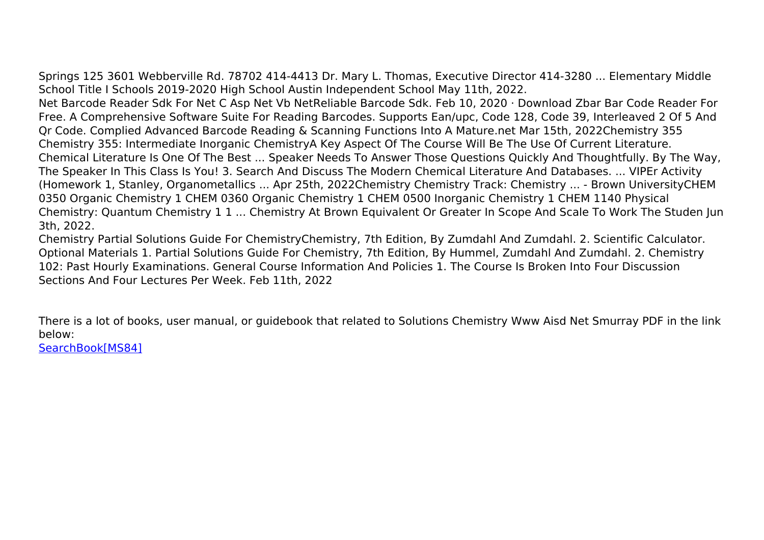Springs 125 3601 Webberville Rd. 78702 414-4413 Dr. Mary L. Thomas, Executive Director 414-3280 ... Elementary Middle School Title I Schools 2019-2020 High School Austin Independent School May 11th, 2022.

Net Barcode Reader Sdk For Net C Asp Net Vb NetReliable Barcode Sdk. Feb 10, 2020 · Download Zbar Bar Code Reader For Free. A Comprehensive Software Suite For Reading Barcodes. Supports Ean/upc, Code 128, Code 39, Interleaved 2 Of 5 And Qr Code. Complied Advanced Barcode Reading & Scanning Functions Into A Mature.net Mar 15th, 2022Chemistry 355 Chemistry 355: Intermediate Inorganic ChemistryA Key Aspect Of The Course Will Be The Use Of Current Literature. Chemical Literature Is One Of The Best ... Speaker Needs To Answer Those Questions Quickly And Thoughtfully. By The Way, The Speaker In This Class Is You! 3. Search And Discuss The Modern Chemical Literature And Databases. ... VIPEr Activity (Homework 1, Stanley, Organometallics ... Apr 25th, 2022Chemistry Chemistry Track: Chemistry ... - Brown UniversityCHEM 0350 Organic Chemistry 1 CHEM 0360 Organic Chemistry 1 CHEM 0500 Inorganic Chemistry 1 CHEM 1140 Physical Chemistry: Quantum Chemistry 1 1 ... Chemistry At Brown Equivalent Or Greater In Scope And Scale To Work The Studen Jun 3th, 2022.

Chemistry Partial Solutions Guide For ChemistryChemistry, 7th Edition, By Zumdahl And Zumdahl. 2. Scientific Calculator. Optional Materials 1. Partial Solutions Guide For Chemistry, 7th Edition, By Hummel, Zumdahl And Zumdahl. 2. Chemistry 102: Past Hourly Examinations. General Course Information And Policies 1. The Course Is Broken Into Four Discussion Sections And Four Lectures Per Week. Feb 11th, 2022

There is a lot of books, user manual, or guidebook that related to Solutions Chemistry Www Aisd Net Smurray PDF in the link below:

SearchBook[MS84]